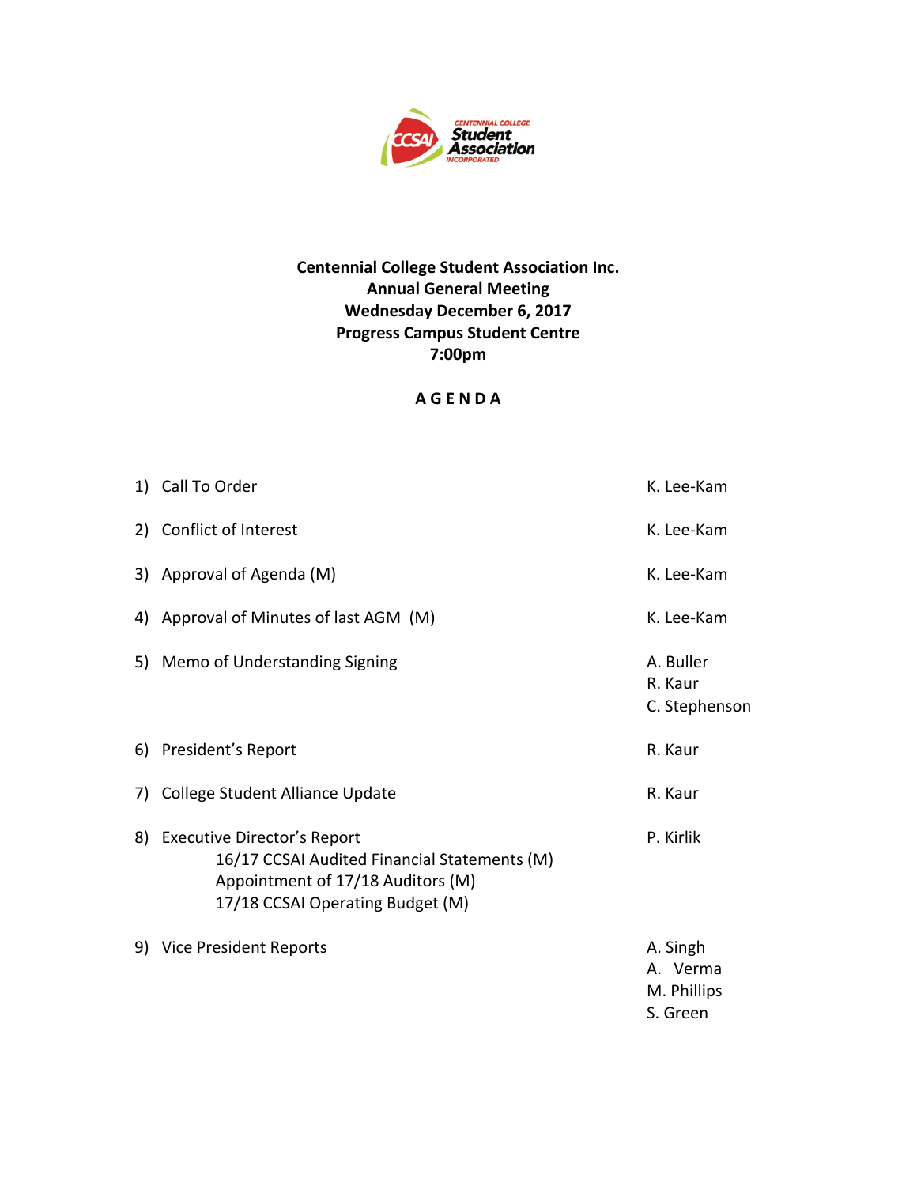**Centennial College Student Association Inc.**
**Annual General Meeting**
**Wednesday December 6, 2017**
**Progress Campus Student Centre**
**7:00pm**

# A G E N D A

| | |
|---|---|
| 1) Call To Order | K. Lee-Kam |
| 2) Conflict of Interest | K. Lee-Kam |
| 3) Approval of Agenda (M) | K. Lee-Kam |
| 4) Approval of Minutes of last AGM (M) | K. Lee-Kam |
| 5) Memo of Understanding Signing | A. Buller<br>R. Kaur<br>C. Stephenson |
| 6) President's Report | R. Kaur |
| 7) College Student Alliance Update | R. Kaur |
| 8) Executive Director's Report<br>16/17 CCSAI Audited Financial Statements (M)<br>Appointment of 17/18 Auditors (M)<br>17/18 CCSAI Operating Budget (M) | P. Kirlik |
| 9) Vice President Reports | A. Singh<br>A. Verma<br>M. Phillips<br>S. Green |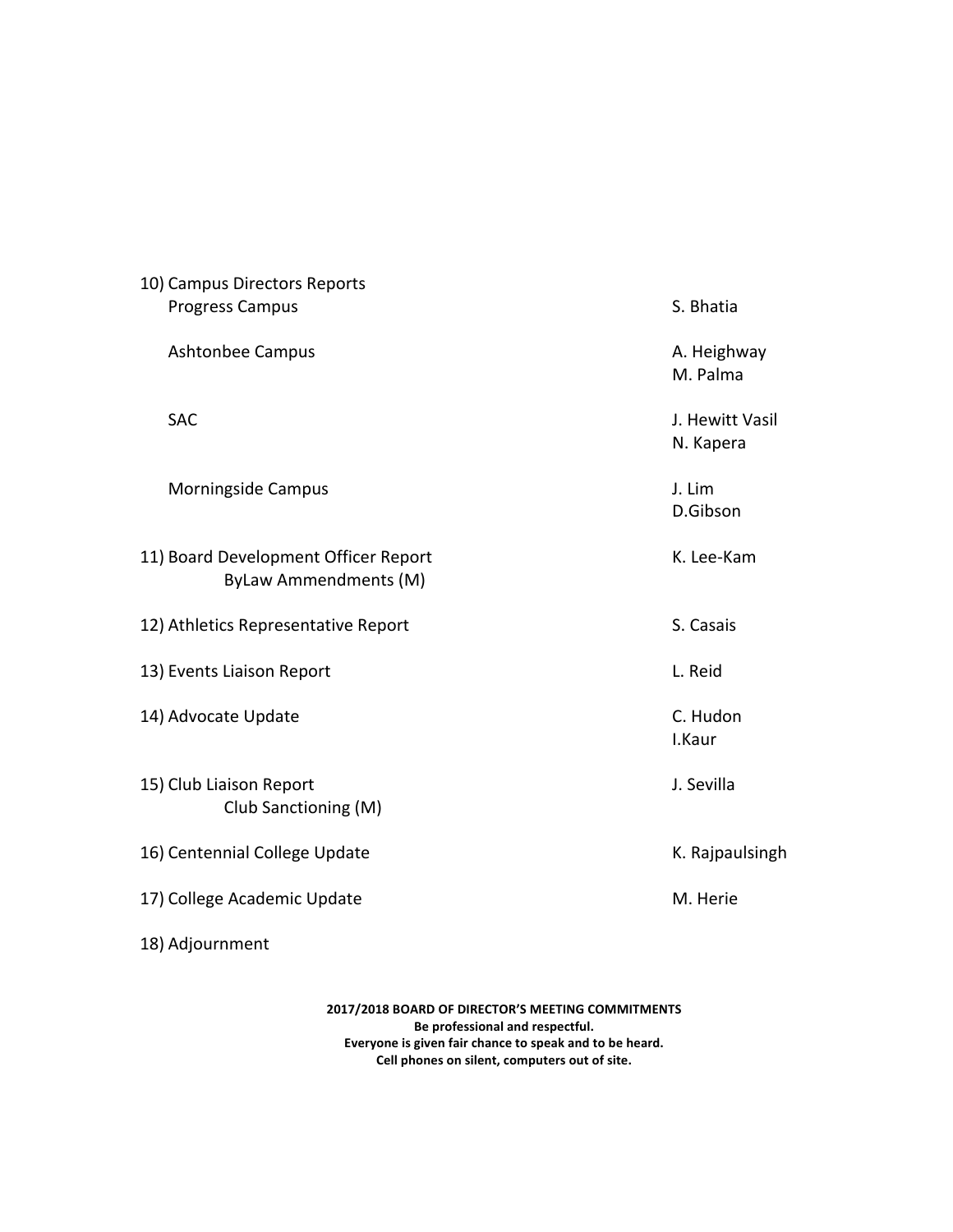10) Campus Directors Reports

| | |
|---|---|
| Progress Campus | S. Bhatia |
| Ashtonbee Campus | A. Heighway<br>M. Palma |
| SAC | J. Hewitt Vasil<br>N. Kapera |
| Morningside Campus | J. Lim<br>D.Gibson |

| | |
|---|---|
| 11) Board Development Officer Report<br>ByLaw Ammendments (M) | K. Lee-Kam |
| 12) Athletics Representative Report | S. Casais |
| 13) Events Liaison Report | L. Reid |
| 14) Advocate Update | C. Hudon<br>I.Kaur |
| 15) Club Liaison Report<br>Club Sanctioning (M) | J. Sevilla |
| 16) Centennial College Update | K. Rajpaulsingh |
| 17) College Academic Update | M. Herie |

18) Adjournment

**2017/2018 BOARD OF DIRECTOR'S MEETING COMMITMENTS**
**Be professional and respectful.**
**Everyone is given fair chance to speak and to be heard.**
**Cell phones on silent, computers out of site.**